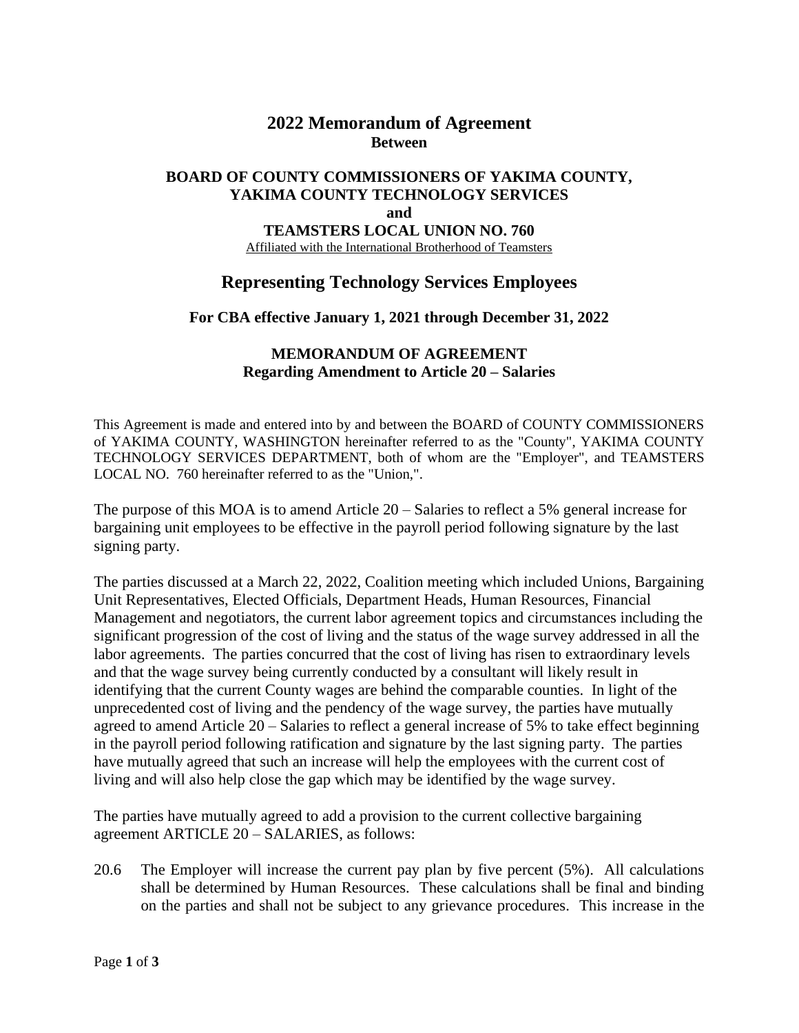# 2022 Memorandum of Agreement

**Between**

**BOARD OF COUNTY COMMISSIONERS OF YAKIMA COUNTY,**
**YAKIMA COUNTY TECHNOLOGY SERVICES**
**and**
**TEAMSTERS LOCAL UNION NO. 760**
Affiliated with the International Brotherhood of Teamsters

## Representing Technology Services Employees

### For CBA effective January 1, 2021 through December 31, 2022

### MEMORANDUM OF AGREEMENT
**Regarding Amendment to Article 20 – Salaries**

This Agreement is made and entered into by and between the BOARD of COUNTY COMMISSIONERS of YAKIMA COUNTY, WASHINGTON hereinafter referred to as the "County", YAKIMA COUNTY TECHNOLOGY SERVICES DEPARTMENT, both of whom are the "Employer", and TEAMSTERS LOCAL NO. 760 hereinafter referred to as the "Union,".

The purpose of this MOA is to amend Article 20 – Salaries to reflect a 5% general increase for bargaining unit employees to be effective in the payroll period following signature by the last signing party.

The parties discussed at a March 22, 2022, Coalition meeting which included Unions, Bargaining Unit Representatives, Elected Officials, Department Heads, Human Resources, Financial Management and negotiators, the current labor agreement topics and circumstances including the significant progression of the cost of living and the status of the wage survey addressed in all the labor agreements. The parties concurred that the cost of living has risen to extraordinary levels and that the wage survey being currently conducted by a consultant will likely result in identifying that the current County wages are behind the comparable counties. In light of the unprecedented cost of living and the pendency of the wage survey, the parties have mutually agreed to amend Article 20 – Salaries to reflect a general increase of 5% to take effect beginning in the payroll period following ratification and signature by the last signing party. The parties have mutually agreed that such an increase will help the employees with the current cost of living and will also help close the gap which may be identified by the wage survey.

The parties have mutually agreed to add a provision to the current collective bargaining agreement ARTICLE 20 – SALARIES, as follows:

20.6 The Employer will increase the current pay plan by five percent (5%). All calculations shall be determined by Human Resources. These calculations shall be final and binding on the parties and shall not be subject to any grievance procedures. This increase in the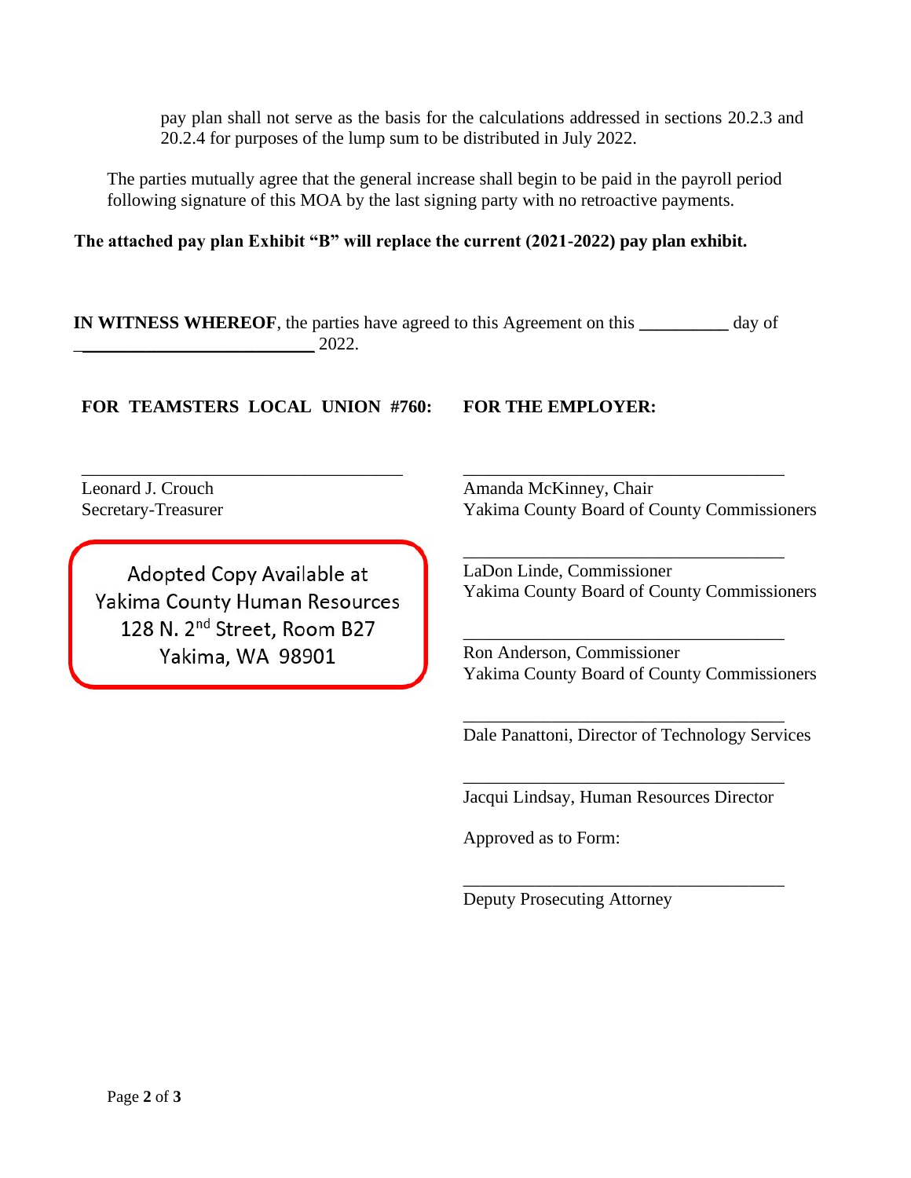pay plan shall not serve as the basis for the calculations addressed in sections 20.2.3 and 20.2.4 for purposes of the lump sum to be distributed in July 2022.

The parties mutually agree that the general increase shall begin to be paid in the payroll period following signature of this MOA by the last signing party with no retroactive payments.

**The attached pay plan Exhibit "B" will replace the current (2021-2022) pay plan exhibit.**

**IN WITNESS WHEREOF**, the parties have agreed to this Agreement on this __________ day of ___________________________ 2022.

**FOR TEAMSTERS LOCAL UNION #760:**

_____________________________________
Leonard J. Crouch
Secretary-Treasurer

Adopted Copy Available at
Yakima County Human Resources
128 N. 2nd Street, Room B27
Yakima, WA 98901

**FOR THE EMPLOYER:**

_____________________________________
Amanda McKinney, Chair
Yakima County Board of County Commissioners

_____________________________________
LaDon Linde, Commissioner
Yakima County Board of County Commissioners

_____________________________________
Ron Anderson, Commissioner
Yakima County Board of County Commissioners

_____________________________________
Dale Panattoni, Director of Technology Services

_____________________________________
Jacqui Lindsay, Human Resources Director

Approved as to Form:

_____________________________________
Deputy Prosecuting Attorney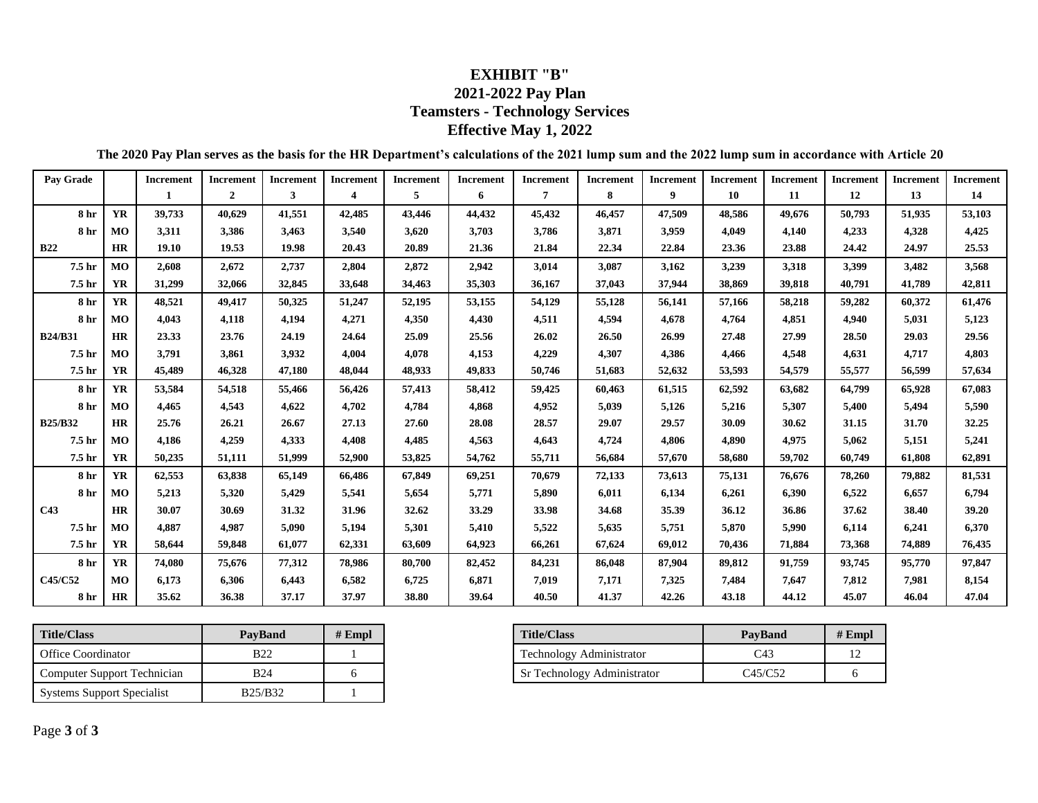# EXHIBIT "B"
## 2021-2022 Pay Plan
## Teamsters - Technology Services
## Effective May 1, 2022

**The 2020 Pay Plan serves as the basis for the HR Department's calculations of the 2021 lump sum and the 2022 lump sum in accordance with Article 20**

| Pay Grade | | Increment 1 | Increment 2 | Increment 3 | Increment 4 | Increment 5 | Increment 6 | Increment 7 | Increment 8 | Increment 9 | Increment 10 | Increment 11 | Increment 12 | Increment 13 | Increment 14 |
|---|---|---|---|---|---|---|---|---|---|---|---|---|---|---|---|
| 8 hr | YR | 39,733 | 40,629 | 41,551 | 42,485 | 43,446 | 44,432 | 45,432 | 46,457 | 47,509 | 48,586 | 49,676 | 50,793 | 51,935 | 53,103 |
| 8 hr | MO | 3,311 | 3,386 | 3,463 | 3,540 | 3,620 | 3,703 | 3,786 | 3,871 | 3,959 | 4,049 | 4,140 | 4,233 | 4,328 | 4,425 |
| B22 | HR | 19.10 | 19.53 | 19.98 | 20.43 | 20.89 | 21.36 | 21.84 | 22.34 | 22.84 | 23.36 | 23.88 | 24.42 | 24.97 | 25.53 |
| 7.5 hr | MO | 2,608 | 2,672 | 2,737 | 2,804 | 2,872 | 2,942 | 3,014 | 3,087 | 3,162 | 3,239 | 3,318 | 3,399 | 3,482 | 3,568 |
| 7.5 hr | YR | 31,299 | 32,066 | 32,845 | 33,648 | 34,463 | 35,303 | 36,167 | 37,043 | 37,944 | 38,869 | 39,818 | 40,791 | 41,789 | 42,811 |
| 8 hr | YR | 48,521 | 49,417 | 50,325 | 51,247 | 52,195 | 53,155 | 54,129 | 55,128 | 56,141 | 57,166 | 58,218 | 59,282 | 60,372 | 61,476 |
| 8 hr | MO | 4,043 | 4,118 | 4,194 | 4,271 | 4,350 | 4,430 | 4,511 | 4,594 | 4,678 | 4,764 | 4,851 | 4,940 | 5,031 | 5,123 |
| B24/B31 | HR | 23.33 | 23.76 | 24.19 | 24.64 | 25.09 | 25.56 | 26.02 | 26.50 | 26.99 | 27.48 | 27.99 | 28.50 | 29.03 | 29.56 |
| 7.5 hr | MO | 3,791 | 3,861 | 3,932 | 4,004 | 4,078 | 4,153 | 4,229 | 4,307 | 4,386 | 4,466 | 4,548 | 4,631 | 4,717 | 4,803 |
| 7.5 hr | YR | 45,489 | 46,328 | 47,180 | 48,044 | 48,933 | 49,833 | 50,746 | 51,683 | 52,632 | 53,593 | 54,579 | 55,577 | 56,599 | 57,634 |
| 8 hr | YR | 53,584 | 54,518 | 55,466 | 56,426 | 57,413 | 58,412 | 59,425 | 60,463 | 61,515 | 62,592 | 63,682 | 64,799 | 65,928 | 67,083 |
| 8 hr | MO | 4,465 | 4,543 | 4,622 | 4,702 | 4,784 | 4,868 | 4,952 | 5,039 | 5,126 | 5,216 | 5,307 | 5,400 | 5,494 | 5,590 |
| B25/B32 | HR | 25.76 | 26.21 | 26.67 | 27.13 | 27.60 | 28.08 | 28.57 | 29.07 | 29.57 | 30.09 | 30.62 | 31.15 | 31.70 | 32.25 |
| 7.5 hr | MO | 4,186 | 4,259 | 4,333 | 4,408 | 4,485 | 4,563 | 4,643 | 4,724 | 4,806 | 4,890 | 4,975 | 5,062 | 5,151 | 5,241 |
| 7.5 hr | YR | 50,235 | 51,111 | 51,999 | 52,900 | 53,825 | 54,762 | 55,711 | 56,684 | 57,670 | 58,680 | 59,702 | 60,749 | 61,808 | 62,891 |
| 8 hr | YR | 62,553 | 63,838 | 65,149 | 66,486 | 67,849 | 69,251 | 70,679 | 72,133 | 73,613 | 75,131 | 76,676 | 78,260 | 79,882 | 81,531 |
| 8 hr | MO | 5,213 | 5,320 | 5,429 | 5,541 | 5,654 | 5,771 | 5,890 | 6,011 | 6,134 | 6,261 | 6,390 | 6,522 | 6,657 | 6,794 |
| C43 | HR | 30.07 | 30.69 | 31.32 | 31.96 | 32.62 | 33.29 | 33.98 | 34.68 | 35.39 | 36.12 | 36.86 | 37.62 | 38.40 | 39.20 |
| 7.5 hr | MO | 4,887 | 4,987 | 5,090 | 5,194 | 5,301 | 5,410 | 5,522 | 5,635 | 5,751 | 5,870 | 5,990 | 6,114 | 6,241 | 6,370 |
| 7.5 hr | YR | 58,644 | 59,848 | 61,077 | 62,331 | 63,609 | 64,923 | 66,261 | 67,624 | 69,012 | 70,436 | 71,884 | 73,368 | 74,889 | 76,435 |
| 8 hr | YR | 74,080 | 75,676 | 77,312 | 78,986 | 80,700 | 82,452 | 84,231 | 86,048 | 87,904 | 89,812 | 91,759 | 93,745 | 95,770 | 97,847 |
| C45/C52 | MO | 6,173 | 6,306 | 6,443 | 6,582 | 6,725 | 6,871 | 7,019 | 7,171 | 7,325 | 7,484 | 7,647 | 7,812 | 7,981 | 8,154 |
| 8 hr | HR | 35.62 | 36.38 | 37.17 | 37.97 | 38.80 | 39.64 | 40.50 | 41.37 | 42.26 | 43.18 | 44.12 | 45.07 | 46.04 | 47.04 |

| Title/Class | PayBand | # Empl |
|---|---|---|
| Office Coordinator | B22 | 1 |
| Computer Support Technician | B24 | 6 |
| Systems Support Specialist | B25/B32 | 1 |

| Title/Class | PayBand | # Empl |
|---|---|---|
| Technology Administrator | C43 | 12 |
| Sr Technology Administrator | C45/C52 | 6 |